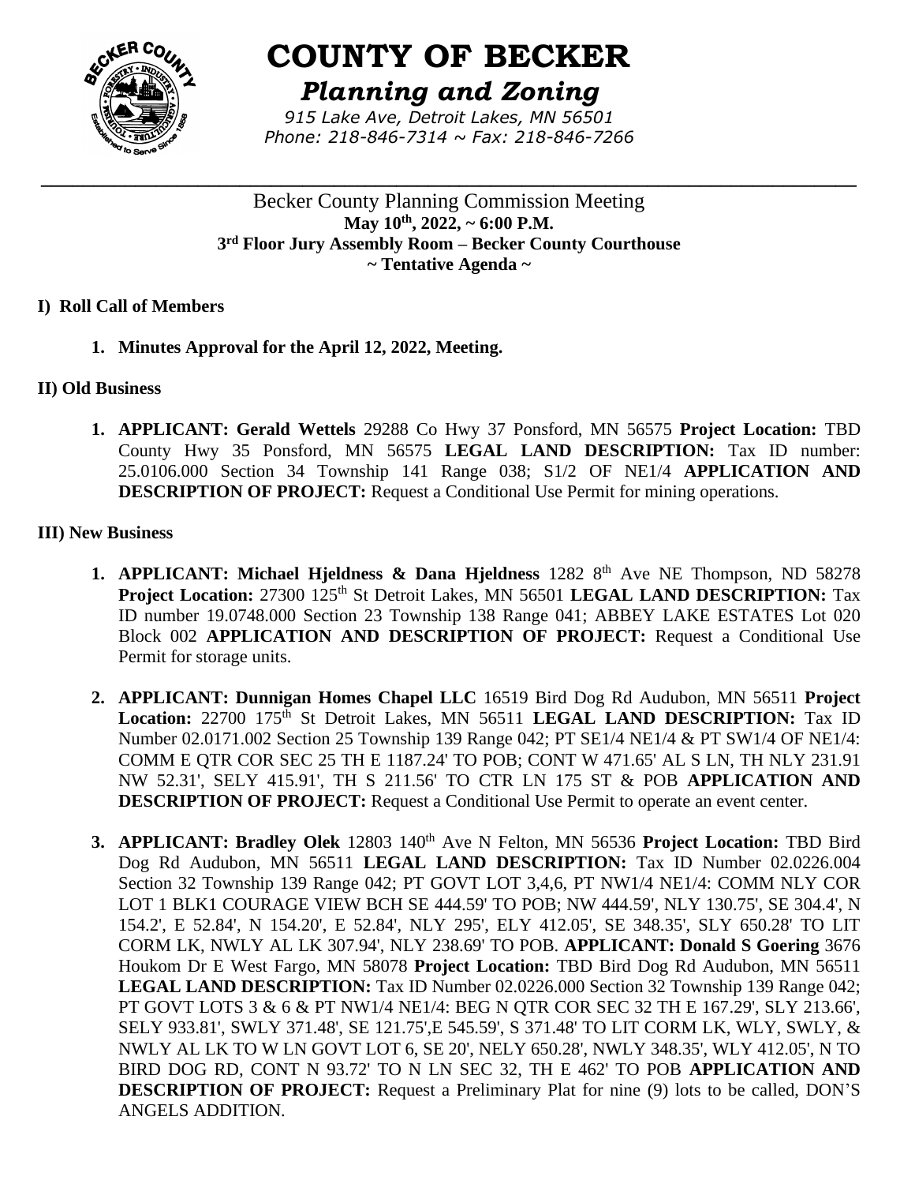# COUNTY OF BECKER

## *Planning and Zoning*

*915 Lake Ave, Detroit Lakes, MN 56501*
*Phone: 218-846-7314 ~ Fax: 218-846-7266*

---

Becker County Planning Commission Meeting
**May 10th, 2022, ~ 6:00 P.M.**
**3rd Floor Jury Assembly Room – Becker County Courthouse**
**~ Tentative Agenda ~**

**I) Roll Call of Members**

1. **Minutes Approval for the April 12, 2022, Meeting.**

**II) Old Business**

1. **APPLICANT: Gerald Wettels** 29288 Co Hwy 37 Ponsford, MN 56575 **Project Location:** TBD County Hwy 35 Ponsford, MN 56575 **LEGAL LAND DESCRIPTION:** Tax ID number: 25.0106.000 Section 34 Township 141 Range 038; S1/2 OF NE1/4 **APPLICATION AND DESCRIPTION OF PROJECT:** Request a Conditional Use Permit for mining operations.

**III) New Business**

1. **APPLICANT: Michael Hjeldness & Dana Hjeldness** 1282 8th Ave NE Thompson, ND 58278 **Project Location:** 27300 125th St Detroit Lakes, MN 56501 **LEGAL LAND DESCRIPTION:** Tax ID number 19.0748.000 Section 23 Township 138 Range 041; ABBEY LAKE ESTATES Lot 020 Block 002 **APPLICATION AND DESCRIPTION OF PROJECT:** Request a Conditional Use Permit for storage units.

2. **APPLICANT: Dunnigan Homes Chapel LLC** 16519 Bird Dog Rd Audubon, MN 56511 **Project Location:** 22700 175th St Detroit Lakes, MN 56511 **LEGAL LAND DESCRIPTION:** Tax ID Number 02.0171.002 Section 25 Township 139 Range 042; PT SE1/4 NE1/4 & PT SW1/4 OF NE1/4: COMM E QTR COR SEC 25 TH E 1187.24' TO POB; CONT W 471.65' AL S LN, TH NLY 231.91 NW 52.31', SELY 415.91', TH S 211.56' TO CTR LN 175 ST & POB **APPLICATION AND DESCRIPTION OF PROJECT:** Request a Conditional Use Permit to operate an event center.

3. **APPLICANT: Bradley Olek** 12803 140th Ave N Felton, MN 56536 **Project Location:** TBD Bird Dog Rd Audubon, MN 56511 **LEGAL LAND DESCRIPTION:** Tax ID Number 02.0226.004 Section 32 Township 139 Range 042; PT GOVT LOT 3,4,6, PT NW1/4 NE1/4: COMM NLY COR LOT 1 BLK1 COURAGE VIEW BCH SE 444.59' TO POB; NW 444.59', NLY 130.75', SE 304.4', N 154.2', E 52.84', N 154.20', E 52.84', NLY 295', ELY 412.05', SE 348.35', SLY 650.28' TO LIT CORM LK, NWLY AL LK 307.94', NLY 238.69' TO POB. **APPLICANT: Donald S Goering** 3676 Houkom Dr E West Fargo, MN 58078 **Project Location:** TBD Bird Dog Rd Audubon, MN 56511 **LEGAL LAND DESCRIPTION:** Tax ID Number 02.0226.000 Section 32 Township 139 Range 042; PT GOVT LOTS 3 & 6 & PT NW1/4 NE1/4: BEG N QTR COR SEC 32 TH E 167.29', SLY 213.66', SELY 933.81', SWLY 371.48', SE 121.75',E 545.59', S 371.48' TO LIT CORM LK, WLY, SWLY, & NWLY AL LK TO W LN GOVT LOT 6, SE 20', NELY 650.28', NWLY 348.35', WLY 412.05', N TO BIRD DOG RD, CONT N 93.72' TO N LN SEC 32, TH E 462' TO POB **APPLICATION AND DESCRIPTION OF PROJECT:** Request a Preliminary Plat for nine (9) lots to be called, DON'S ANGELS ADDITION.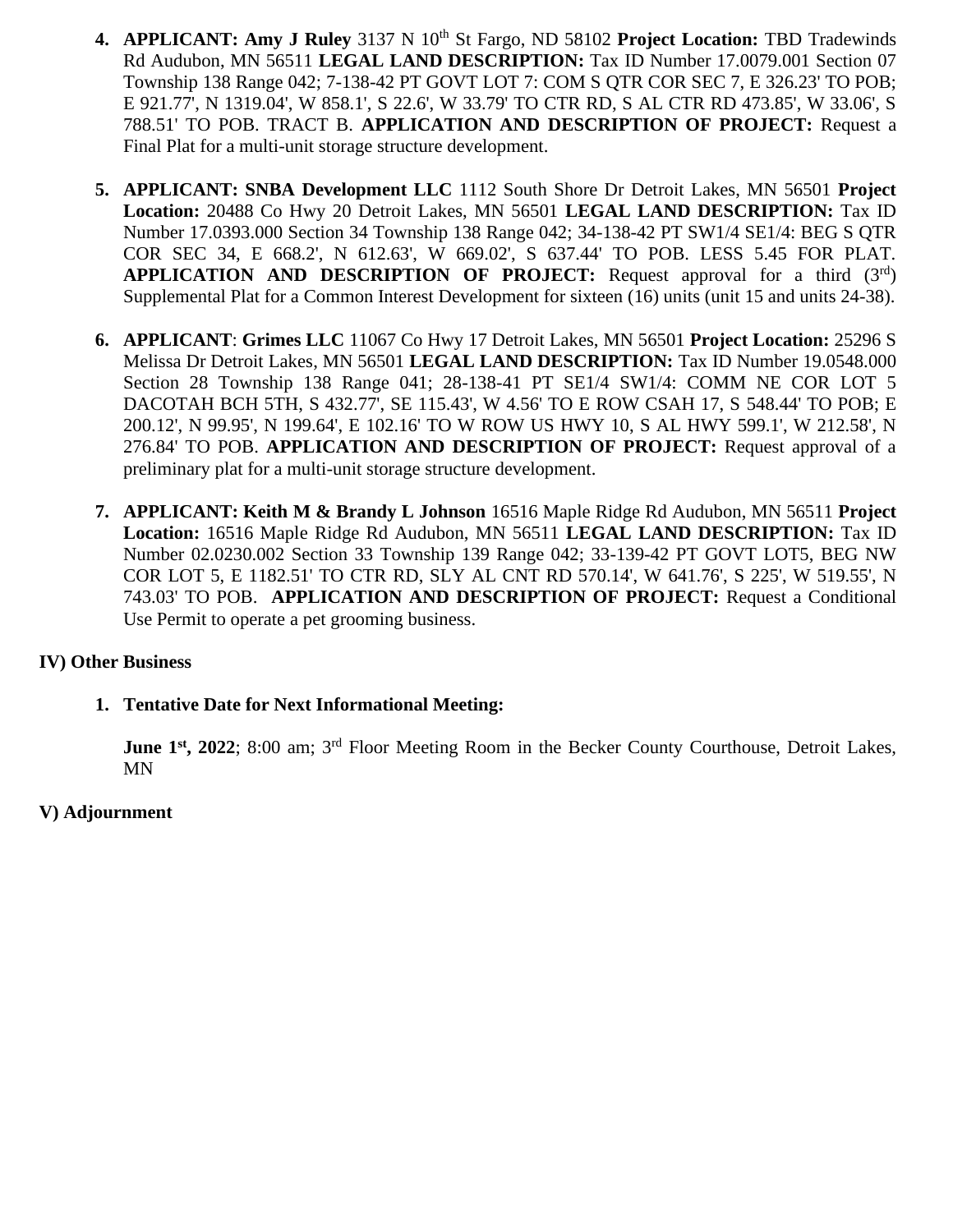4. **APPLICANT: Amy J Ruley** 3137 N 10th St Fargo, ND 58102 **Project Location:** TBD Tradewinds Rd Audubon, MN 56511 **LEGAL LAND DESCRIPTION:** Tax ID Number 17.0079.001 Section 07 Township 138 Range 042; 7-138-42 PT GOVT LOT 7: COM S QTR COR SEC 7, E 326.23' TO POB; E 921.77', N 1319.04', W 858.1', S 22.6', W 33.79' TO CTR RD, S AL CTR RD 473.85', W 33.06', S 788.51' TO POB. TRACT B. **APPLICATION AND DESCRIPTION OF PROJECT:** Request a Final Plat for a multi-unit storage structure development.

5. **APPLICANT: SNBA Development LLC** 1112 South Shore Dr Detroit Lakes, MN 56501 **Project Location:** 20488 Co Hwy 20 Detroit Lakes, MN 56501 **LEGAL LAND DESCRIPTION:** Tax ID Number 17.0393.000 Section 34 Township 138 Range 042; 34-138-42 PT SW1/4 SE1/4: BEG S QTR COR SEC 34, E 668.2', N 612.63', W 669.02', S 637.44' TO POB. LESS 5.45 FOR PLAT. **APPLICATION AND DESCRIPTION OF PROJECT:** Request approval for a third (3rd) Supplemental Plat for a Common Interest Development for sixteen (16) units (unit 15 and units 24-38).

6. **APPLICANT**: **Grimes LLC** 11067 Co Hwy 17 Detroit Lakes, MN 56501 **Project Location:** 25296 S Melissa Dr Detroit Lakes, MN 56501 **LEGAL LAND DESCRIPTION:** Tax ID Number 19.0548.000 Section 28 Township 138 Range 041; 28-138-41 PT SE1/4 SW1/4: COMM NE COR LOT 5 DACOTAH BCH 5TH, S 432.77', SE 115.43', W 4.56' TO E ROW CSAH 17, S 548.44' TO POB; E 200.12', N 99.95', N 199.64', E 102.16' TO W ROW US HWY 10, S AL HWY 599.1', W 212.58', N 276.84' TO POB. **APPLICATION AND DESCRIPTION OF PROJECT:** Request approval of a preliminary plat for a multi-unit storage structure development.

7. **APPLICANT: Keith M & Brandy L Johnson** 16516 Maple Ridge Rd Audubon, MN 56511 **Project Location:** 16516 Maple Ridge Rd Audubon, MN 56511 **LEGAL LAND DESCRIPTION:** Tax ID Number 02.0230.002 Section 33 Township 139 Range 042; 33-139-42 PT GOVT LOT5, BEG NW COR LOT 5, E 1182.51' TO CTR RD, SLY AL CNT RD 570.14', W 641.76', S 225', W 519.55', N 743.03' TO POB. **APPLICATION AND DESCRIPTION OF PROJECT:** Request a Conditional Use Permit to operate a pet grooming business.

## IV) Other Business

1. **Tentative Date for Next Informational Meeting:**

   **June 1st, 2022**; 8:00 am; 3rd Floor Meeting Room in the Becker County Courthouse, Detroit Lakes, MN

## V) Adjournment